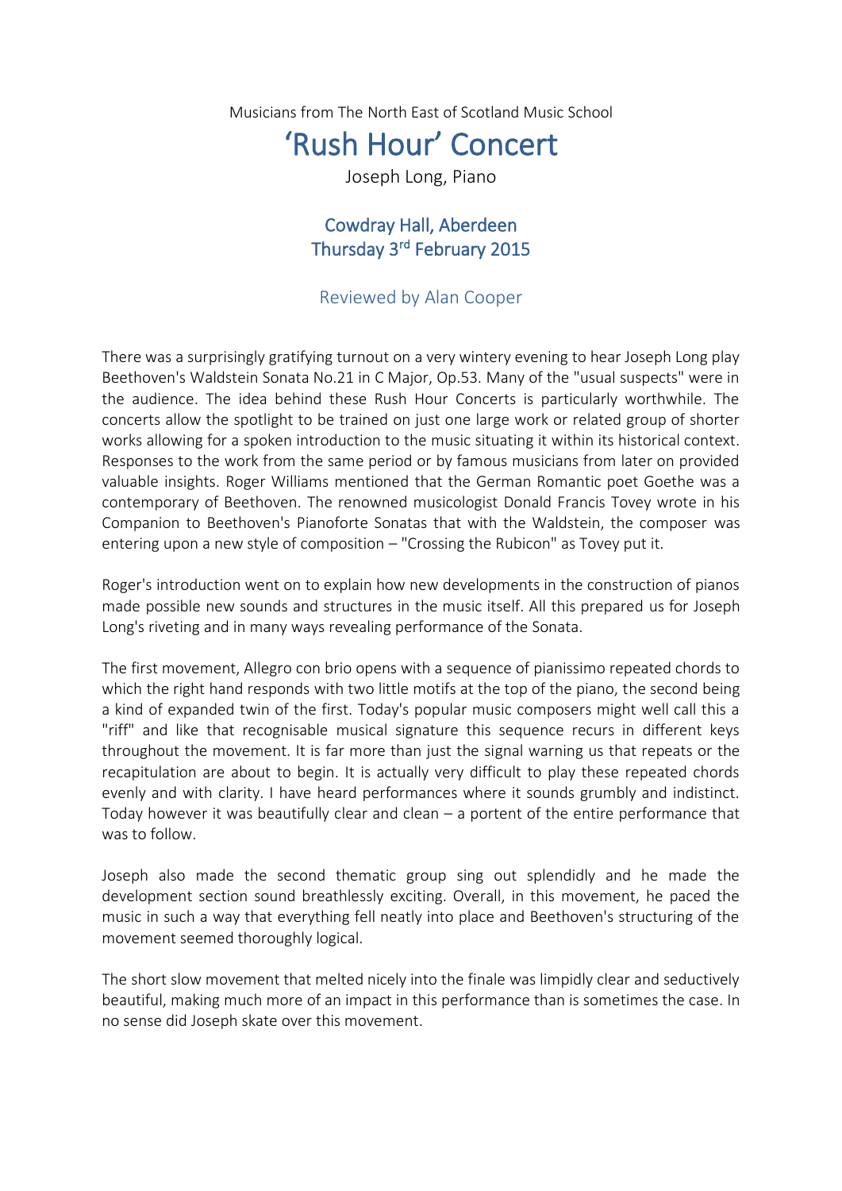Musicians from The North East of Scotland Music School

# 'Rush Hour' Concert

Joseph Long, Piano

## Cowdray Hall, Aberdeen
## Thursday 3rd February 2015

### Reviewed by Alan Cooper

There was a surprisingly gratifying turnout on a very wintery evening to hear Joseph Long play Beethoven's Waldstein Sonata No.21 in C Major, Op.53. Many of the "usual suspects" were in the audience. The idea behind these Rush Hour Concerts is particularly worthwhile. The concerts allow the spotlight to be trained on just one large work or related group of shorter works allowing for a spoken introduction to the music situating it within its historical context. Responses to the work from the same period or by famous musicians from later on provided valuable insights. Roger Williams mentioned that the German Romantic poet Goethe was a contemporary of Beethoven. The renowned musicologist Donald Francis Tovey wrote in his Companion to Beethoven's Pianoforte Sonatas that with the Waldstein, the composer was entering upon a new style of composition – "Crossing the Rubicon" as Tovey put it.

Roger's introduction went on to explain how new developments in the construction of pianos made possible new sounds and structures in the music itself. All this prepared us for Joseph Long's riveting and in many ways revealing performance of the Sonata.

The first movement, Allegro con brio opens with a sequence of pianissimo repeated chords to which the right hand responds with two little motifs at the top of the piano, the second being a kind of expanded twin of the first. Today's popular music composers might well call this a "riff" and like that recognisable musical signature this sequence recurs in different keys throughout the movement. It is far more than just the signal warning us that repeats or the recapitulation are about to begin. It is actually very difficult to play these repeated chords evenly and with clarity. I have heard performances where it sounds grumbly and indistinct. Today however it was beautifully clear and clean – a portent of the entire performance that was to follow.

Joseph also made the second thematic group sing out splendidly and he made the development section sound breathlessly exciting. Overall, in this movement, he paced the music in such a way that everything fell neatly into place and Beethoven's structuring of the movement seemed thoroughly logical.

The short slow movement that melted nicely into the finale was limpidly clear and seductively beautiful, making much more of an impact in this performance than is sometimes the case. In no sense did Joseph skate over this movement.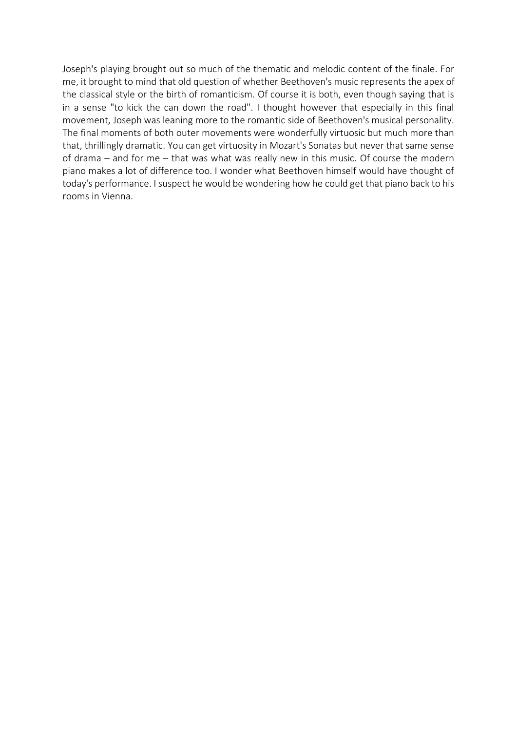Joseph's playing brought out so much of the thematic and melodic content of the finale. For me, it brought to mind that old question of whether Beethoven's music represents the apex of the classical style or the birth of romanticism. Of course it is both, even though saying that is in a sense "to kick the can down the road". I thought however that especially in this final movement, Joseph was leaning more to the romantic side of Beethoven's musical personality. The final moments of both outer movements were wonderfully virtuosic but much more than that, thrillingly dramatic. You can get virtuosity in Mozart's Sonatas but never that same sense of drama – and for me – that was what was really new in this music. Of course the modern piano makes a lot of difference too. I wonder what Beethoven himself would have thought of today's performance. I suspect he would be wondering how he could get that piano back to his rooms in Vienna.